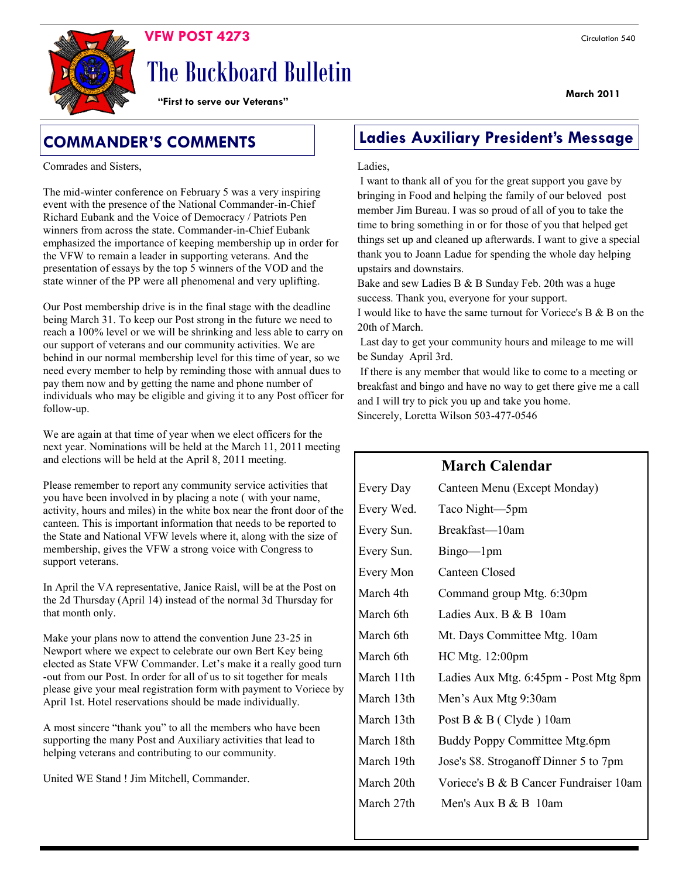# VFW POST 4273

# The Buckboard Bulletin

**"First to serve our Veterans"**

Circulation 540

**March 2011**

## COMMANDER'S COMMENTS

Comrades and Sisters,

The mid-winter conference on February 5 was a very inspiring event with the presence of the National Commander-in-Chief Richard Eubank and the Voice of Democracy / Patriots Pen winners from across the state. Commander-in-Chief Eubank emphasized the importance of keeping membership up in order for the VFW to remain a leader in supporting veterans. And the presentation of essays by the top 5 winners of the VOD and the state winner of the PP were all phenomenal and very uplifting.

Our Post membership drive is in the final stage with the deadline being March 31. To keep our Post strong in the future we need to reach a 100% level or we will be shrinking and less able to carry on our support of veterans and our community activities. We are behind in our normal membership level for this time of year, so we need every member to help by reminding those with annual dues to pay them now and by getting the name and phone number of individuals who may be eligible and giving it to any Post officer for follow-up.

We are again at that time of year when we elect officers for the next year. Nominations will be held at the March 11, 2011 meeting and elections will be held at the April 8, 2011 meeting.

Please remember to report any community service activities that you have been involved in by placing a note ( with your name, activity, hours and miles) in the white box near the front door of the canteen. This is important information that needs to be reported to the State and National VFW levels where it, along with the size of membership, gives the VFW a strong voice with Congress to support veterans.

In April the VA representative, Janice Raisl, will be at the Post on the 2d Thursday (April 14) instead of the normal 3d Thursday for that month only.

Make your plans now to attend the convention June 23-25 in Newport where we expect to celebrate our own Bert Key being elected as State VFW Commander. Let's make it a really good turn-out from our Post. In order for all of us to sit together for meals please give your meal registration form with payment to Voriece by April 1st. Hotel reservations should be made individually.

A most sincere "thank you" to all the members who have been supporting the many Post and Auxiliary activities that lead to helping veterans and contributing to our community.

United WE Stand ! Jim Mitchell, Commander.

## Ladies Auxiliary President's Message

Ladies,

I want to thank all of you for the great support you gave by bringing in Food and helping the family of our beloved post member Jim Bureau. I was so proud of all of you to take the time to bring something in or for those of you that helped get things set up and cleaned up afterwards. I want to give a special thank you to Joann Ladue for spending the whole day helping upstairs and downstairs.

Bake and sew Ladies B & B Sunday Feb. 20th was a huge success. Thank you, everyone for your support.

I would like to have the same turnout for Voriece's B & B on the 20th of March.

Last day to get your community hours and mileage to me will be Sunday April 3rd.

If there is any member that would like to come to a meeting or breakfast and bingo and have no way to get there give me a call and I will try to pick you up and take you home.

Sincerely, Loretta Wilson 503-477-0546

### March Calendar

| | |
|---|---|
| Every Day | Canteen Menu (Except Monday) |
| Every Wed. | Taco Night—5pm |
| Every Sun. | Breakfast—10am |
| Every Sun. | Bingo—1pm |
| Every Mon | Canteen Closed |
| March 4th | Command group Mtg. 6:30pm |
| March 6th | Ladies Aux. B & B 10am |
| March 6th | Mt. Days Committee Mtg. 10am |
| March 6th | HC Mtg. 12:00pm |
| March 11th | Ladies Aux Mtg. 6:45pm - Post Mtg 8pm |
| March 13th | Men's Aux Mtg 9:30am |
| March 13th | Post B & B ( Clyde ) 10am |
| March 18th | Buddy Poppy Committee Mtg.6pm |
| March 19th | Jose's $8. Stroganoff Dinner 5 to 7pm |
| March 20th | Voriece's B & B Cancer Fundraiser 10am |
| March 27th | Men's Aux B & B 10am |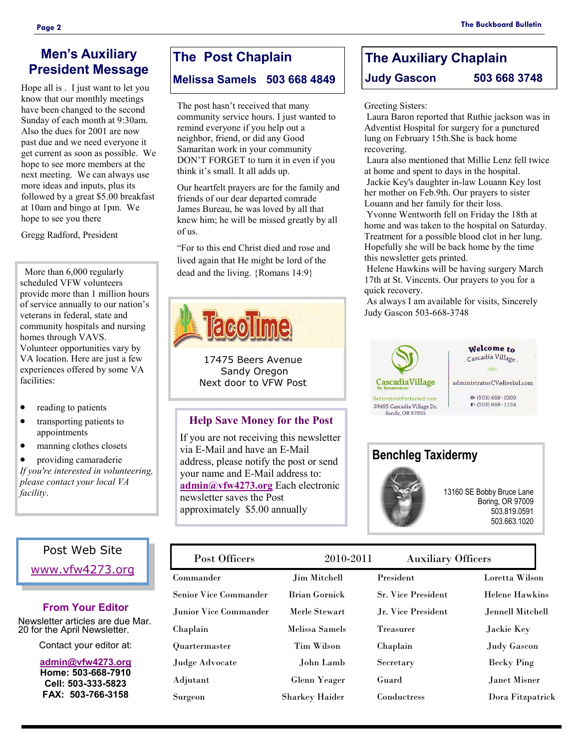## Men's Auxiliary President Message

Hope all is . I just want to let you know that our monthly meetings have been changed to the second Sunday of each month at 9:30am. Also the dues for 2001 are now past due and we need everyone it get current as soon as possible. We hope to see more members at the next meeting. We can always use more ideas and inputs, plus its followed by a great $5.00 breakfast at 10am and bingo at 1pm. We hope to see you there

Gregg Radford, President

More than 6,000 regularly scheduled VFW volunteers provide more than 1 million hours of service annually to our nation's veterans in federal, state and community hospitals and nursing homes through VAVS. Volunteer opportunities vary by VA location. Here are just a few experiences offered by some VA facilities:

- reading to patients
- transporting patients to appointments
- manning clothes closets
- providing camaraderie

*If you're interested in volunteering, please contact your local VA facility*.

Post Web Site

www.vfw4273.org

### From Your Editor

Newsletter articles are due Mar. 20 for the April Newsletter.

Contact your editor at:

**admin@vfw4273.org**
**Home: 503-668-7910**
**Cell: 503-333-5823**
**FAX: 503-766-3158**

## The Post Chaplain

**Melissa Samels 503 668 4849**

The post hasn't received that many community service hours. I just wanted to remind everyone if you help out a neighbor, friend, or did any Good Samaritan work in your community DON'T FORGET to turn it in even if you think it's small. It all adds up.

Our heartfelt prayers are for the family and friends of our dear departed comrade James Bureau, he was loved by all that knew him; he will be missed greatly by all of us.

"For to this end Christ died and rose and lived again that He might be lord of the dead and the living. {Romans 14:9}

TacoTime

17475 Beers Avenue
Sandy Oregon
Next door to VFW Post

### Help Save Money for the Post

If you are not receiving this newsletter via E-Mail and have an E-Mail address, please notify the post or send your name and E-Mail address to: **admin@vfw4273.org** Each electronic newsletter saves the Post approximately $5.00 annually

## The Auxiliary Chaplain

**Judy Gascon 503 668 3748**

Greeting Sisters:

Laura Baron reported that Ruthie jackson was in Adventist Hospital for surgery for a punctured lung on February 15th.She is back home recovering.

Laura also mentioned that Millie Lenz fell twice at home and spent to days in the hospital.

Jackie Key's daughter in-law Louann Key lost her mother on Feb.9th. Our prayers to sister Louann and her family for their loss.

Yvonne Wentworth fell on Friday the 18th at home and was taken to the hospital on Saturday. Treatment for a possible blood clot in her lung. Hopefully she will be back home by the time this newsletter gets printed.

Helene Hawkins will be having surgery March 17th at St. Vincents. Our prayers to you for a quick recovery.

As always I am available for visits, Sincerely Judy Gascon 503-668-3748

Cascadia Village By Bonaventure
RetirementPerfected.com
39495 Cascadia Village Dr.
Sandy, OR 97055

Welcome to Cascadia Village
administratorCV@livebsl.com
O: (503) 668-0300
F: (503) 668-1154

### Benchleg Taxidermy

13160 SE Bobby Bruce Lane
Boring, OR 97009
503.819.0591
503.663.1020

| Post Officers | 2010-2011 | Auxiliary Officers | |
|---|---|---|---|
| Commander | Jim Mitchell | President | Loretta Wilson |
| Senior Vice Commander | Brian Gornick | Sr. Vice President | Helene Hawkins |
| Junior Vice Commander | Merle Stewart | Jr. Vice President | Jennell Mitchell |
| Chaplain | Melissa Samels | Treasurer | Jackie Key |
| Quartermaster | Tim Wilson | Chaplain | Judy Gascon |
| Judge Advocate | John Lamb | Secretary | Becky Ping |
| Adjutant | Glenn Yeager | Guard | Janet Misner |
| Surgeon | Sharkey Haider | Conductress | Dora Fitzpatrick |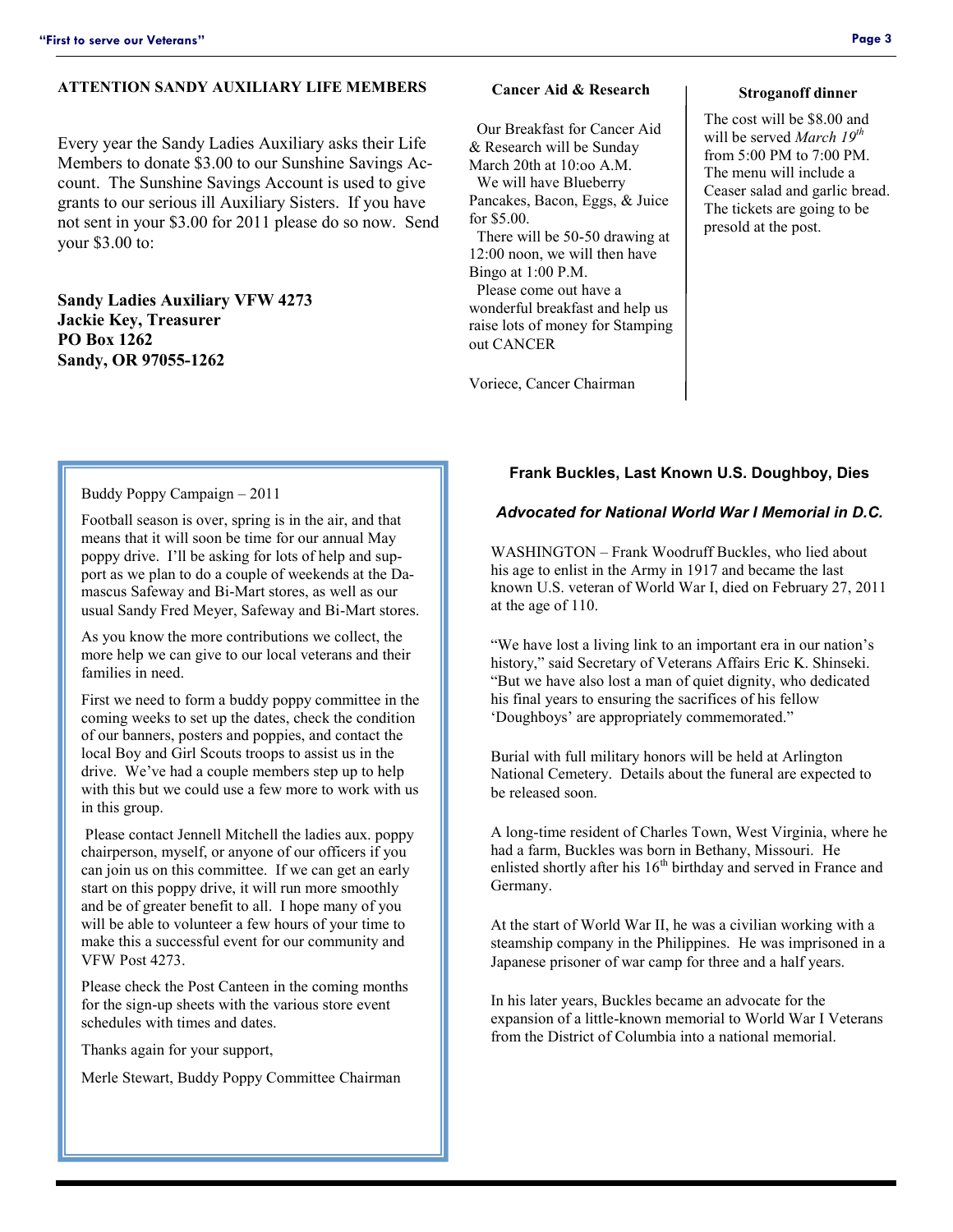### ATTENTION SANDY AUXILIARY LIFE MEMBERS

Every year the Sandy Ladies Auxiliary asks their Life Members to donate $3.00 to our Sunshine Savings Account. The Sunshine Savings Account is used to give grants to our serious ill Auxiliary Sisters. If you have not sent in your $3.00 for 2011 please do so now. Send your $3.00 to:

**Sandy Ladies Auxiliary VFW 4273**
**Jackie Key, Treasurer**
**PO Box 1262**
**Sandy, OR 97055-1262**

### Cancer Aid & Research

Our Breakfast for Cancer Aid & Research will be Sunday March 20th at 10:oo A.M.

We will have Blueberry Pancakes, Bacon, Eggs, & Juice for $5.00.

There will be 50-50 drawing at 12:00 noon, we will then have Bingo at 1:00 P.M.

Please come out have a wonderful breakfast and help us raise lots of money for Stamping out CANCER

Voriece, Cancer Chairman

### Stroganoff dinner

The cost will be $8.00 and will be served *March 19th* from 5:00 PM to 7:00 PM. The menu will include a Ceaser salad and garlic bread. The tickets are going to be presold at the post.

---

Buddy Poppy Campaign – 2011

Football season is over, spring is in the air, and that means that it will soon be time for our annual May poppy drive. I'll be asking for lots of help and support as we plan to do a couple of weekends at the Damascus Safeway and Bi-Mart stores, as well as our usual Sandy Fred Meyer, Safeway and Bi-Mart stores.

As you know the more contributions we collect, the more help we can give to our local veterans and their families in need.

First we need to form a buddy poppy committee in the coming weeks to set up the dates, check the condition of our banners, posters and poppies, and contact the local Boy and Girl Scouts troops to assist us in the drive. We've had a couple members step up to help with this but we could use a few more to work with us in this group.

Please contact Jennell Mitchell the ladies aux. poppy chairperson, myself, or anyone of our officers if you can join us on this committee. If we can get an early start on this poppy drive, it will run more smoothly and be of greater benefit to all. I hope many of you will be able to volunteer a few hours of your time to make this a successful event for our community and VFW Post 4273.

Please check the Post Canteen in the coming months for the sign-up sheets with the various store event schedules with times and dates.

Thanks again for your support,

Merle Stewart, Buddy Poppy Committee Chairman

---

### Frank Buckles, Last Known U.S. Doughboy, Dies

***Advocated for National World War I Memorial in D.C.***

WASHINGTON – Frank Woodruff Buckles, who lied about his age to enlist in the Army in 1917 and became the last known U.S. veteran of World War I, died on February 27, 2011 at the age of 110.

"We have lost a living link to an important era in our nation's history," said Secretary of Veterans Affairs Eric K. Shinseki. "But we have also lost a man of quiet dignity, who dedicated his final years to ensuring the sacrifices of his fellow 'Doughboys' are appropriately commemorated."

Burial with full military honors will be held at Arlington National Cemetery. Details about the funeral are expected to be released soon.

A long-time resident of Charles Town, West Virginia, where he had a farm, Buckles was born in Bethany, Missouri. He enlisted shortly after his 16th birthday and served in France and Germany.

At the start of World War II, he was a civilian working with a steamship company in the Philippines. He was imprisoned in a Japanese prisoner of war camp for three and a half years.

In his later years, Buckles became an advocate for the expansion of a little-known memorial to World War I Veterans from the District of Columbia into a national memorial.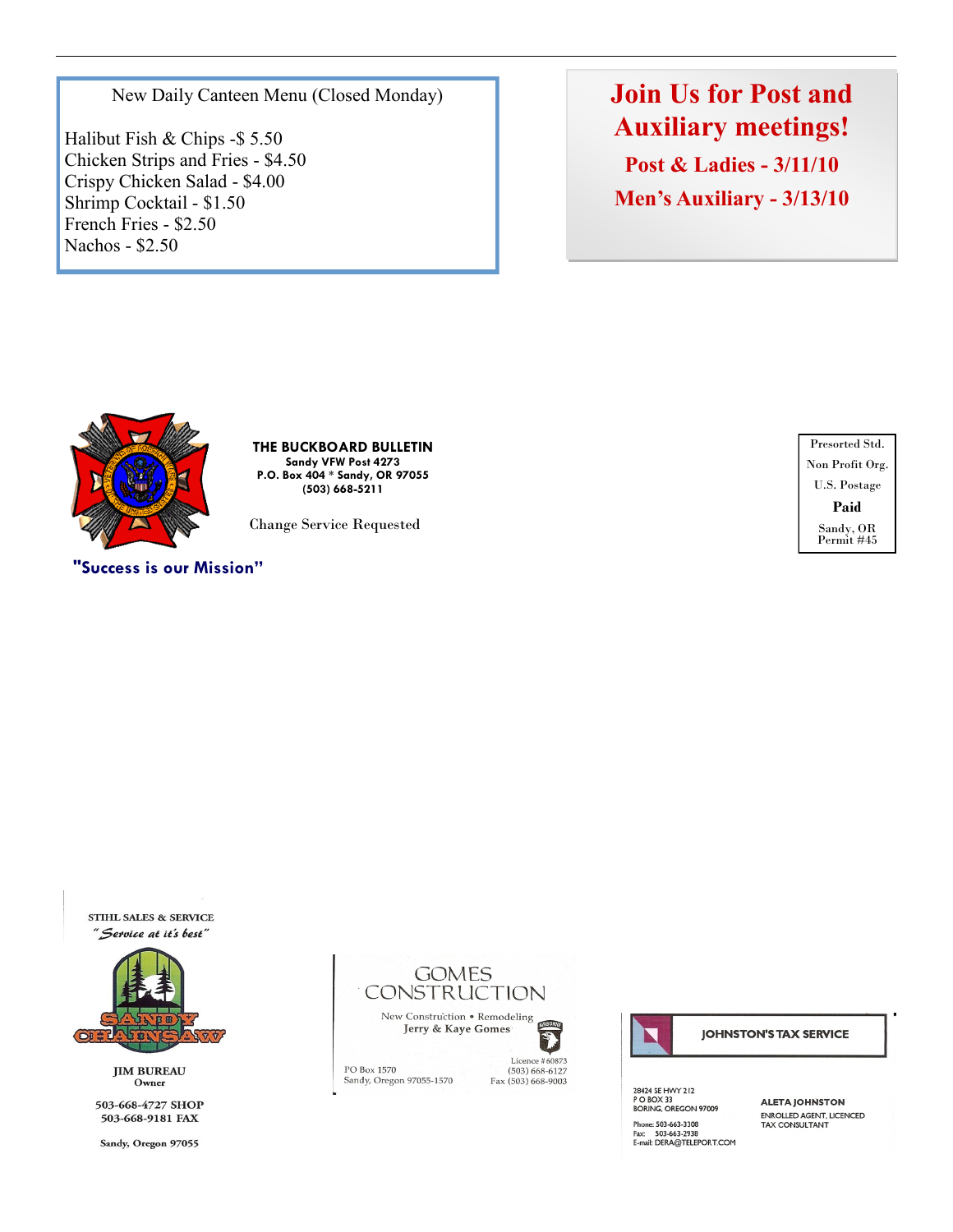New Daily Canteen Menu (Closed Monday)

Halibut Fish & Chips -$ 5.50
Chicken Strips and Fries - $4.50
Crispy Chicken Salad - $4.00
Shrimp Cocktail - $1.50
French Fries - $2.50
Nachos - $2.50

## Join Us for Post and Auxiliary meetings!

**Post & Ladies - 3/11/10**

**Men's Auxiliary - 3/13/10**

**THE BUCKBOARD BULLETIN**
**Sandy VFW Post 4273**
**P.O. Box 404 * Sandy, OR 97055**
**(503) 668-5211**

Change Service Requested

**"Success is our Mission"**

Presorted Std.
Non Profit Org.
U.S. Postage
**Paid**
Sandy, OR
Permit #45

STIHL SALES & SERVICE
*"Service at it's best"*
SANDY CHAINSAW
JIM BUREAU
Owner
503-668-4727 SHOP
503-668-9181 FAX
Sandy, Oregon 97055

GOMES CONSTRUCTION
New Construction • Remodeling
Jerry & Kaye Gomes
PO Box 1570
Sandy, Oregon 97055-1570
Licence # 60873
(503) 668-6127
Fax (503) 668-9003

JOHNSTON'S TAX SERVICE
28424 SE HWY 212
P O BOX 33
BORING, OREGON 97009
Phone: 503-663-3308
Fax: 503-663-2938
E-mail: DERA@TELEPORT.COM
ALETA JOHNSTON
ENROLLED AGENT, LICENCED TAX CONSULTANT